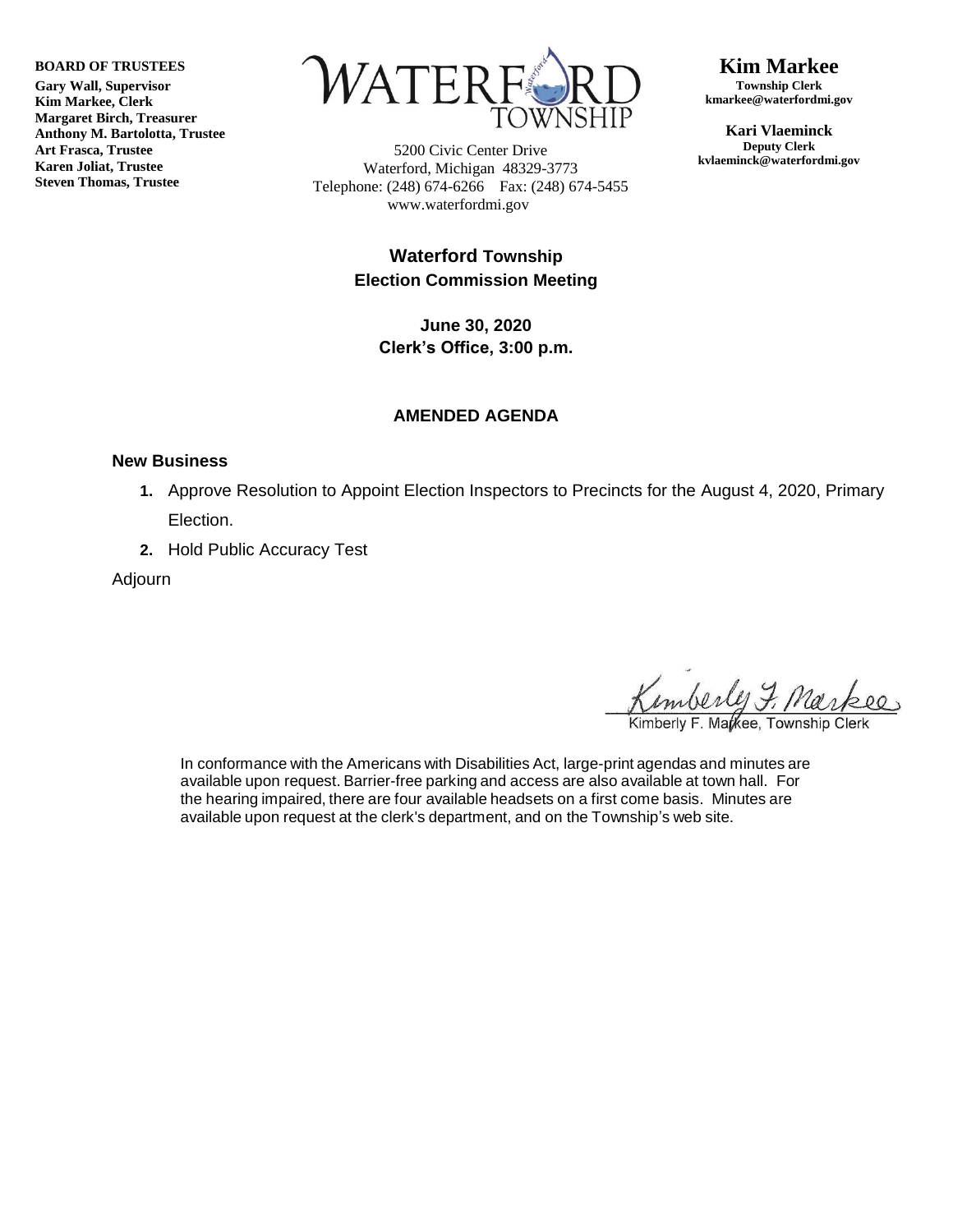**BOARD OF TRUSTEES**
**Gary Wall, Supervisor**
**Kim Markee, Clerk**
**Margaret Birch, Treasurer**
**Anthony M. Bartolotta, Trustee**
**Art Frasca, Trustee**
**Karen Joliat, Trustee**
**Steven Thomas, Trustee**

WATERFORD TOWNSHIP

5200 Civic Center Drive
Waterford, Michigan 48329-3773
Telephone: (248) 674-6266 Fax: (248) 674-5455
www.waterfordmi.gov

**Kim Markee**
**Township Clerk**
**kmarkee@waterfordmi.gov**

**Kari Vlaeminck**
**Deputy Clerk**
**kvlaeminck@waterfordmi.gov**

## Waterford Township
## Election Commission Meeting

**June 30, 2020**
**Clerk's Office, 3:00 p.m.**

### AMENDED AGENDA

### New Business

1. Approve Resolution to Appoint Election Inspectors to Precincts for the August 4, 2020, Primary Election.
2. Hold Public Accuracy Test

Adjourn

Kimberly F. Markee

Kimberly F. Markee, Township Clerk

In conformance with the Americans with Disabilities Act, large-print agendas and minutes are available upon request. Barrier-free parking and access are also available at town hall. For the hearing impaired, there are four available headsets on a first come basis. Minutes are available upon request at the clerk's department, and on the Township's web site.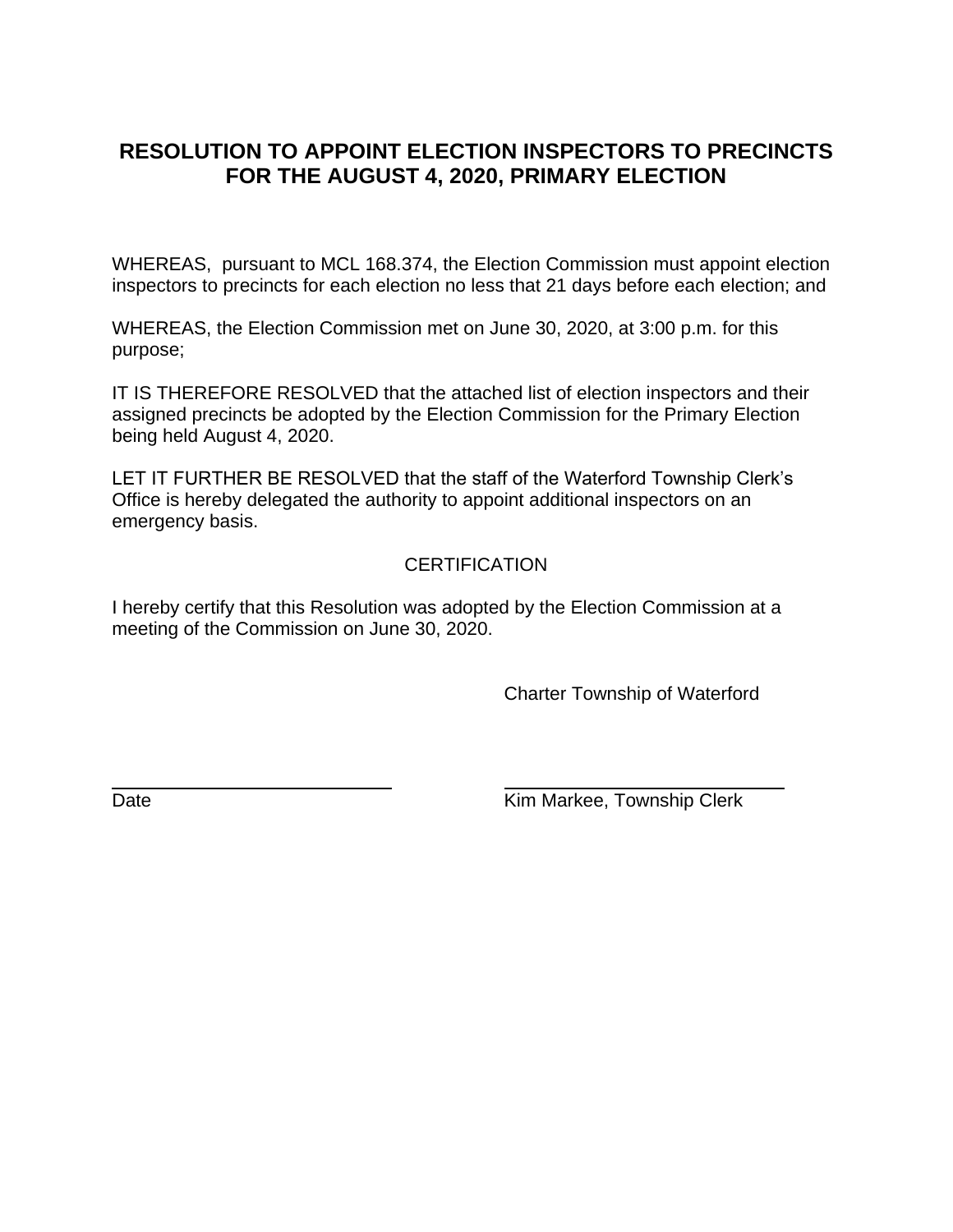# RESOLUTION TO APPOINT ELECTION INSPECTORS TO PRECINCTS FOR THE AUGUST 4, 2020, PRIMARY ELECTION

WHEREAS, pursuant to MCL 168.374, the Election Commission must appoint election inspectors to precincts for each election no less that 21 days before each election; and

WHEREAS, the Election Commission met on June 30, 2020, at 3:00 p.m. for this purpose;

IT IS THEREFORE RESOLVED that the attached list of election inspectors and their assigned precincts be adopted by the Election Commission for the Primary Election being held August 4, 2020.

LET IT FURTHER BE RESOLVED that the staff of the Waterford Township Clerk's Office is hereby delegated the authority to appoint additional inspectors on an emergency basis.

CERTIFICATION

I hereby certify that this Resolution was adopted by the Election Commission at a meeting of the Commission on June 30, 2020.

Charter Township of Waterford

_____________________________

Date

_____________________________

Kim Markee, Township Clerk